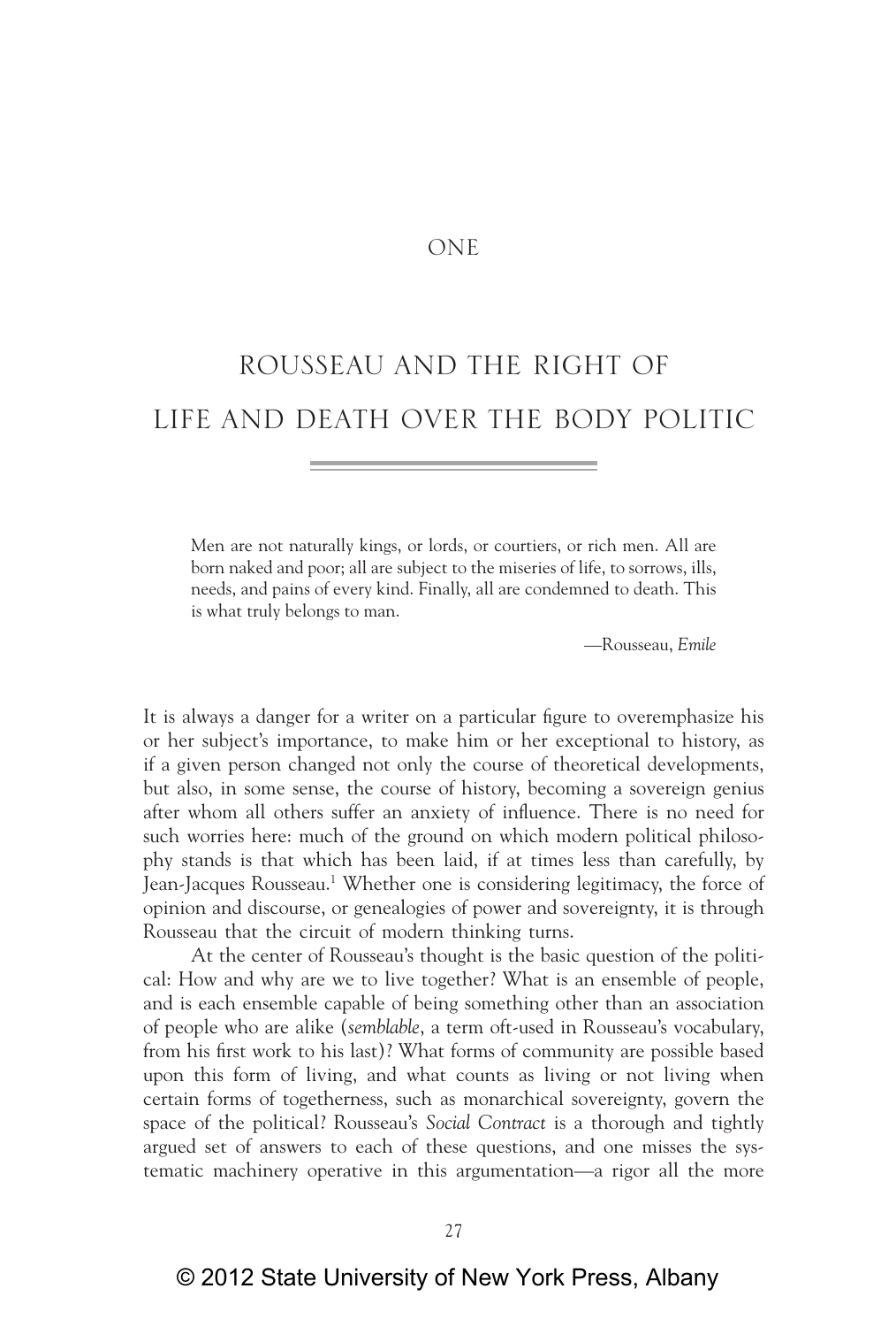# ONE

# ROUSSEAU AND THE RIGHT OF LIFE AND DEATH OVER THE BODY POLITIC

> Men are not naturally kings, or lords, or courtiers, or rich men. All are born naked and poor; all are subject to the miseries of life, to sorrows, ills, needs, and pains of every kind. Finally, all are condemned to death. This is what truly belongs to man.
>
> —Rousseau, *Emile*

It is always a danger for a writer on a particular figure to overemphasize his or her subject's importance, to make him or her exceptional to history, as if a given person changed not only the course of theoretical developments, but also, in some sense, the course of history, becoming a sovereign genius after whom all others suffer an anxiety of influence. There is no need for such worries here: much of the ground on which modern political philosophy stands is that which has been laid, if at times less than carefully, by Jean-Jacques Rousseau.[1] Whether one is considering legitimacy, the force of opinion and discourse, or genealogies of power and sovereignty, it is through Rousseau that the circuit of modern thinking turns.

At the center of Rousseau's thought is the basic question of the political: How and why are we to live together? What is an ensemble of people, and is each ensemble capable of being something other than an association of people who are alike (*semblable*, a term oft-used in Rousseau's vocabulary, from his first work to his last)? What forms of community are possible based upon this form of living, and what counts as living or not living when certain forms of togetherness, such as monarchical sovereignty, govern the space of the political? Rousseau's *Social Contract* is a thorough and tightly argued set of answers to each of these questions, and one misses the systematic machinery operative in this argumentation—a rigor all the more

© 2012 State University of New York Press, Albany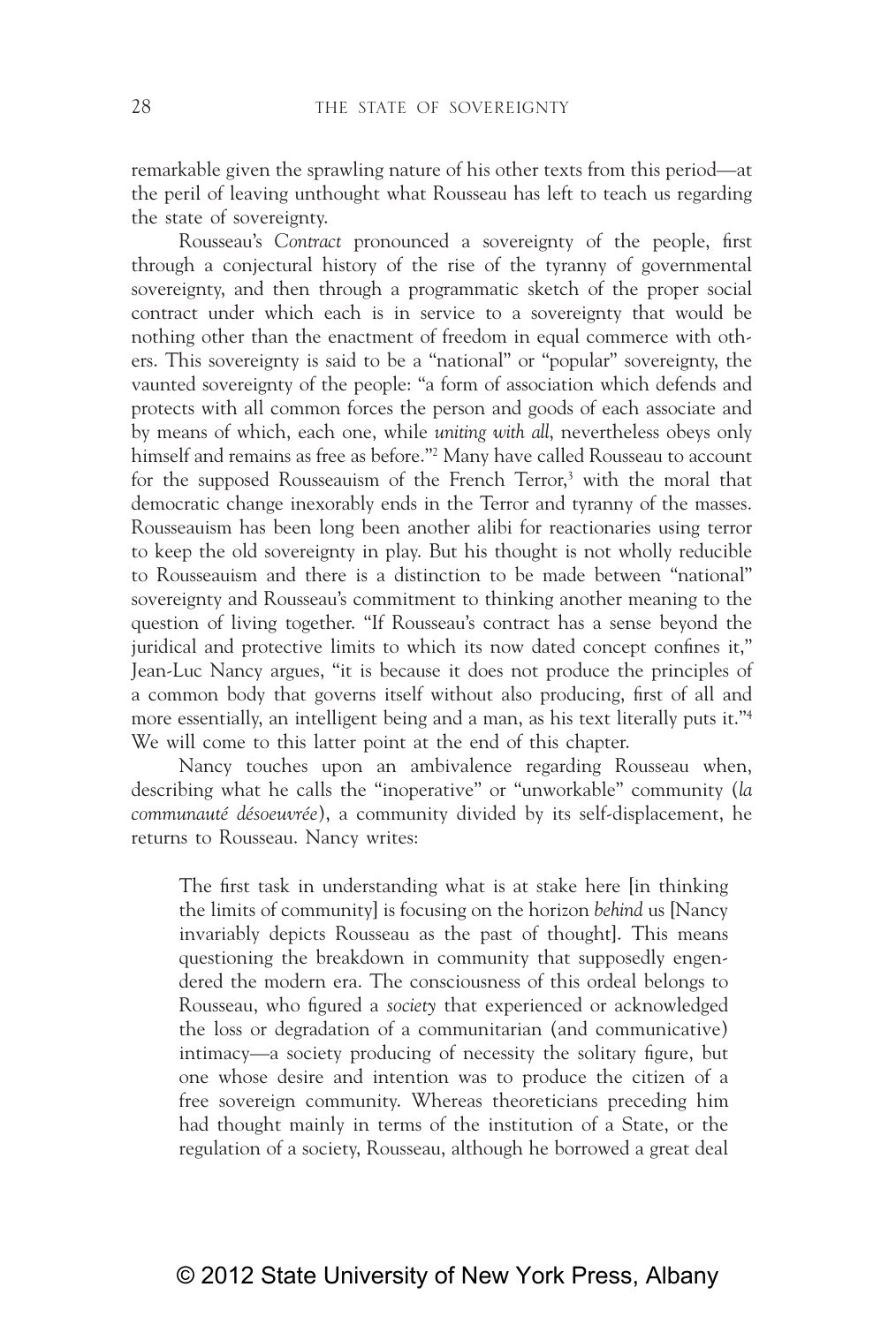remarkable given the sprawling nature of his other texts from this period—at the peril of leaving unthought what Rousseau has left to teach us regarding the state of sovereignty.

Rousseau's *Contract* pronounced a sovereignty of the people, first through a conjectural history of the rise of the tyranny of governmental sovereignty, and then through a programmatic sketch of the proper social contract under which each is in service to a sovereignty that would be nothing other than the enactment of freedom in equal commerce with others. This sovereignty is said to be a "national" or "popular" sovereignty, the vaunted sovereignty of the people: "a form of association which defends and protects with all common forces the person and goods of each associate and by means of which, each one, while *uniting with all*, nevertheless obeys only himself and remains as free as before."[2] Many have called Rousseau to account for the supposed Rousseauism of the French Terror,[3] with the moral that democratic change inexorably ends in the Terror and tyranny of the masses. Rousseauism has been long been another alibi for reactionaries using terror to keep the old sovereignty in play. But his thought is not wholly reducible to Rousseauism and there is a distinction to be made between "national" sovereignty and Rousseau's commitment to thinking another meaning to the question of living together. "If Rousseau's contract has a sense beyond the juridical and protective limits to which its now dated concept confines it," Jean-Luc Nancy argues, "it is because it does not produce the principles of a common body that governs itself without also producing, first of all and more essentially, an intelligent being and a man, as his text literally puts it."[4] We will come to this latter point at the end of this chapter.

Nancy touches upon an ambivalence regarding Rousseau when, describing what he calls the "inoperative" or "unworkable" community (*la communauté désoeuvrée*), a community divided by its self-displacement, he returns to Rousseau. Nancy writes:

> The first task in understanding what is at stake here [in thinking the limits of community] is focusing on the horizon *behind* us [Nancy invariably depicts Rousseau as the past of thought]. This means questioning the breakdown in community that supposedly engendered the modern era. The consciousness of this ordeal belongs to Rousseau, who figured a *society* that experienced or acknowledged the loss or degradation of a communitarian (and communicative) intimacy—a society producing of necessity the solitary figure, but one whose desire and intention was to produce the citizen of a free sovereign community. Whereas theoreticians preceding him had thought mainly in terms of the institution of a State, or the regulation of a society, Rousseau, although he borrowed a great deal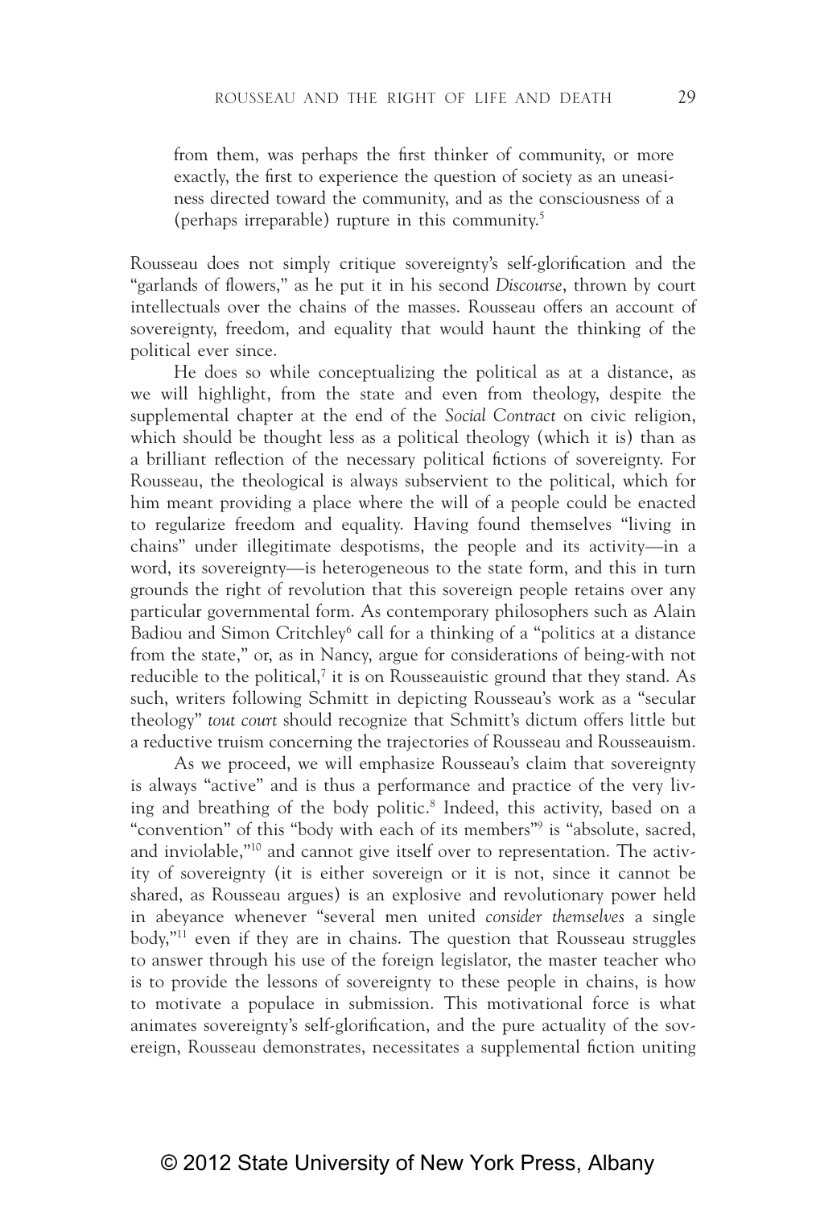from them, was perhaps the first thinker of community, or more exactly, the first to experience the question of society as an uneasiness directed toward the community, and as the consciousness of a (perhaps irreparable) rupture in this community.[5]

Rousseau does not simply critique sovereignty's self-glorification and the "garlands of flowers," as he put it in his second *Discourse*, thrown by court intellectuals over the chains of the masses. Rousseau offers an account of sovereignty, freedom, and equality that would haunt the thinking of the political ever since.

He does so while conceptualizing the political as at a distance, as we will highlight, from the state and even from theology, despite the supplemental chapter at the end of the *Social Contract* on civic religion, which should be thought less as a political theology (which it is) than as a brilliant reflection of the necessary political fictions of sovereignty. For Rousseau, the theological is always subservient to the political, which for him meant providing a place where the will of a people could be enacted to regularize freedom and equality. Having found themselves "living in chains" under illegitimate despotisms, the people and its activity—in a word, its sovereignty—is heterogeneous to the state form, and this in turn grounds the right of revolution that this sovereign people retains over any particular governmental form. As contemporary philosophers such as Alain Badiou and Simon Critchley[6] call for a thinking of a "politics at a distance from the state," or, as in Nancy, argue for considerations of being-with not reducible to the political,[7] it is on Rousseauistic ground that they stand. As such, writers following Schmitt in depicting Rousseau's work as a "secular theology" *tout court* should recognize that Schmitt's dictum offers little but a reductive truism concerning the trajectories of Rousseau and Rousseauism.

As we proceed, we will emphasize Rousseau's claim that sovereignty is always "active" and is thus a performance and practice of the very living and breathing of the body politic.[8] Indeed, this activity, based on a "convention" of this "body with each of its members"[9] is "absolute, sacred, and inviolable,"[10] and cannot give itself over to representation. The activity of sovereignty (it is either sovereign or it is not, since it cannot be shared, as Rousseau argues) is an explosive and revolutionary power held in abeyance whenever "several men united *consider themselves* a single body,"[11] even if they are in chains. The question that Rousseau struggles to answer through his use of the foreign legislator, the master teacher who is to provide the lessons of sovereignty to these people in chains, is how to motivate a populace in submission. This motivational force is what animates sovereignty's self-glorification, and the pure actuality of the sovereign, Rousseau demonstrates, necessitates a supplemental fiction uniting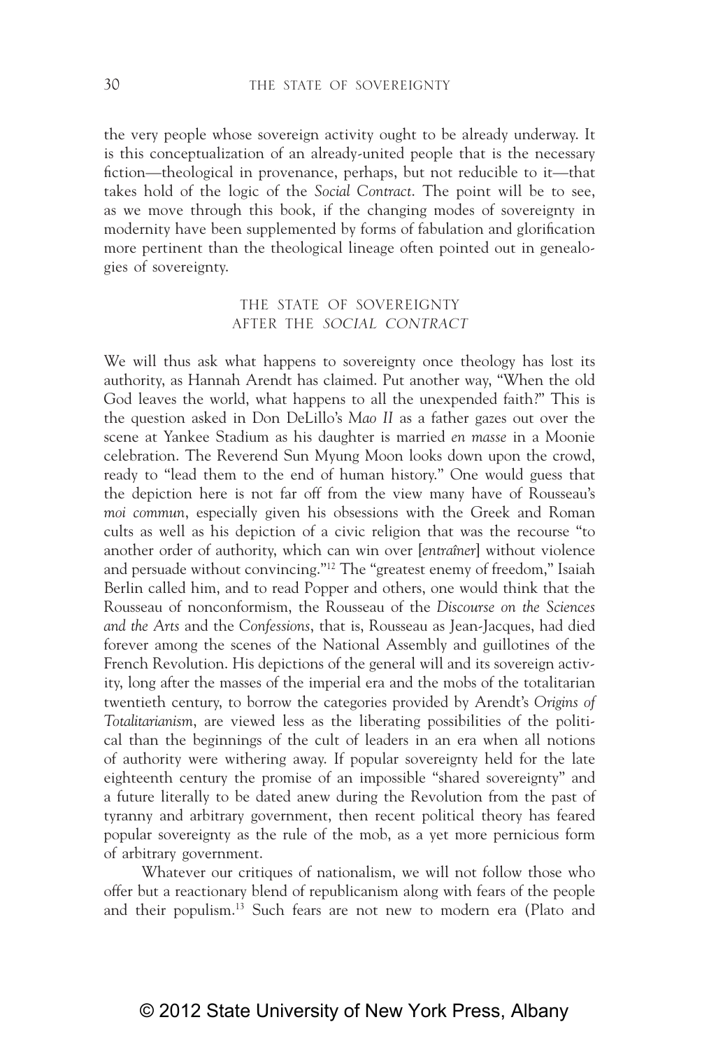the very people whose sovereign activity ought to be already underway. It is this conceptualization of an already-united people that is the necessary fiction—theological in provenance, perhaps, but not reducible to it—that takes hold of the logic of the *Social Contract*. The point will be to see, as we move through this book, if the changing modes of sovereignty in modernity have been supplemented by forms of fabulation and glorification more pertinent than the theological lineage often pointed out in genealogies of sovereignty.

## THE STATE OF SOVEREIGNTY AFTER THE *SOCIAL CONTRACT*

We will thus ask what happens to sovereignty once theology has lost its authority, as Hannah Arendt has claimed. Put another way, "When the old God leaves the world, what happens to all the unexpended faith?" This is the question asked in Don DeLillo's *Mao II* as a father gazes out over the scene at Yankee Stadium as his daughter is married *en masse* in a Moonie celebration. The Reverend Sun Myung Moon looks down upon the crowd, ready to "lead them to the end of human history." One would guess that the depiction here is not far off from the view many have of Rousseau's *moi commun*, especially given his obsessions with the Greek and Roman cults as well as his depiction of a civic religion that was the recourse "to another order of authority, which can win over [*entraîner*] without violence and persuade without convincing."[12] The "greatest enemy of freedom," Isaiah Berlin called him, and to read Popper and others, one would think that the Rousseau of nonconformism, the Rousseau of the *Discourse on the Sciences and the Arts* and the *Confessions*, that is, Rousseau as Jean-Jacques, had died forever among the scenes of the National Assembly and guillotines of the French Revolution. His depictions of the general will and its sovereign activity, long after the masses of the imperial era and the mobs of the totalitarian twentieth century, to borrow the categories provided by Arendt's *Origins of Totalitarianism*, are viewed less as the liberating possibilities of the political than the beginnings of the cult of leaders in an era when all notions of authority were withering away. If popular sovereignty held for the late eighteenth century the promise of an impossible "shared sovereignty" and a future literally to be dated anew during the Revolution from the past of tyranny and arbitrary government, then recent political theory has feared popular sovereignty as the rule of the mob, as a yet more pernicious form of arbitrary government.

Whatever our critiques of nationalism, we will not follow those who offer but a reactionary blend of republicanism along with fears of the people and their populism.[13] Such fears are not new to modern era (Plato and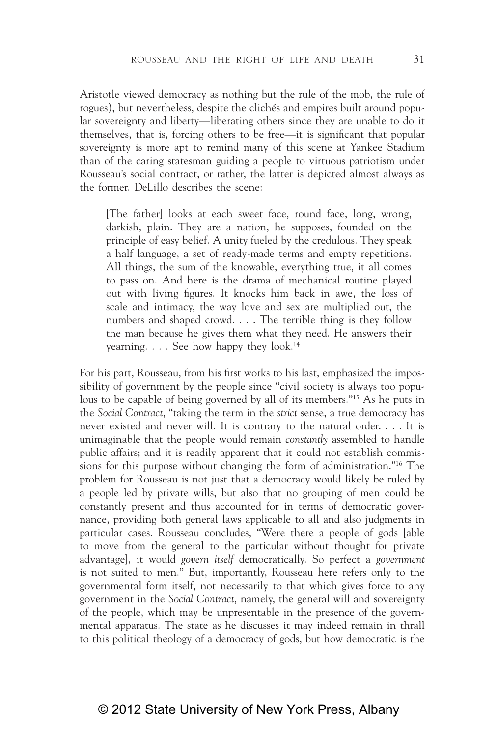Aristotle viewed democracy as nothing but the rule of the mob, the rule of rogues), but nevertheless, despite the clichés and empires built around popular sovereignty and liberty—liberating others since they are unable to do it themselves, that is, forcing others to be free—it is significant that popular sovereignty is more apt to remind many of this scene at Yankee Stadium than of the caring statesman guiding a people to virtuous patriotism under Rousseau's social contract, or rather, the latter is depicted almost always as the former. DeLillo describes the scene:

> [The father] looks at each sweet face, round face, long, wrong, darkish, plain. They are a nation, he supposes, founded on the principle of easy belief. A unity fueled by the credulous. They speak a half language, a set of ready-made terms and empty repetitions. All things, the sum of the knowable, everything true, it all comes to pass on. And here is the drama of mechanical routine played out with living figures. It knocks him back in awe, the loss of scale and intimacy, the way love and sex are multiplied out, the numbers and shaped crowd. . . . The terrible thing is they follow the man because he gives them what they need. He answers their yearning. . . . See how happy they look.[14]

For his part, Rousseau, from his first works to his last, emphasized the impossibility of government by the people since "civil society is always too populous to be capable of being governed by all of its members."[15] As he puts in the *Social Contract*, "taking the term in the *strict* sense, a true democracy has never existed and never will. It is contrary to the natural order. . . . It is unimaginable that the people would remain *constantly* assembled to handle public affairs; and it is readily apparent that it could not establish commissions for this purpose without changing the form of administration."[16] The problem for Rousseau is not just that a democracy would likely be ruled by a people led by private wills, but also that no grouping of men could be constantly present and thus accounted for in terms of democratic governance, providing both general laws applicable to all and also judgments in particular cases. Rousseau concludes, "Were there a people of gods [able to move from the general to the particular without thought for private advantage], it would *govern itself* democratically. So perfect a *government* is not suited to men." But, importantly, Rousseau here refers only to the governmental form itself, not necessarily to that which gives force to any government in the *Social Contract*, namely, the general will and sovereignty of the people, which may be unpresentable in the presence of the governmental apparatus. The state as he discusses it may indeed remain in thrall to this political theology of a democracy of gods, but how democratic is the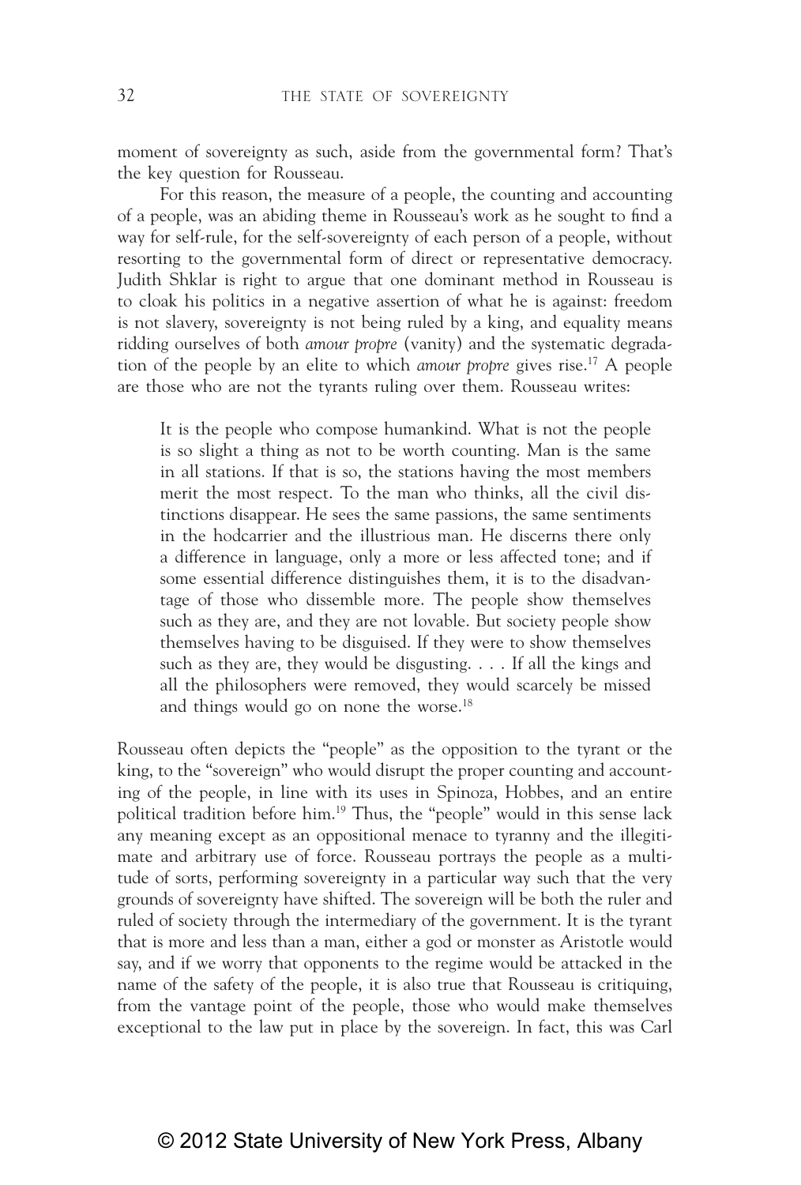moment of sovereignty as such, aside from the governmental form? That's the key question for Rousseau.

For this reason, the measure of a people, the counting and accounting of a people, was an abiding theme in Rousseau's work as he sought to find a way for self-rule, for the self-sovereignty of each person of a people, without resorting to the governmental form of direct or representative democracy. Judith Shklar is right to argue that one dominant method in Rousseau is to cloak his politics in a negative assertion of what he is against: freedom is not slavery, sovereignty is not being ruled by a king, and equality means ridding ourselves of both *amour propre* (vanity) and the systematic degradation of the people by an elite to which *amour propre* gives rise.[17] A people are those who are not the tyrants ruling over them. Rousseau writes:

> It is the people who compose humankind. What is not the people is so slight a thing as not to be worth counting. Man is the same in all stations. If that is so, the stations having the most members merit the most respect. To the man who thinks, all the civil distinctions disappear. He sees the same passions, the same sentiments in the hodcarrier and the illustrious man. He discerns there only a difference in language, only a more or less affected tone; and if some essential difference distinguishes them, it is to the disadvantage of those who dissemble more. The people show themselves such as they are, and they are not lovable. But society people show themselves having to be disguised. If they were to show themselves such as they are, they would be disgusting. . . . If all the kings and all the philosophers were removed, they would scarcely be missed and things would go on none the worse.[18]

Rousseau often depicts the "people" as the opposition to the tyrant or the king, to the "sovereign" who would disrupt the proper counting and accounting of the people, in line with its uses in Spinoza, Hobbes, and an entire political tradition before him.[19] Thus, the "people" would in this sense lack any meaning except as an oppositional menace to tyranny and the illegitimate and arbitrary use of force. Rousseau portrays the people as a multitude of sorts, performing sovereignty in a particular way such that the very grounds of sovereignty have shifted. The sovereign will be both the ruler and ruled of society through the intermediary of the government. It is the tyrant that is more and less than a man, either a god or monster as Aristotle would say, and if we worry that opponents to the regime would be attacked in the name of the safety of the people, it is also true that Rousseau is critiquing, from the vantage point of the people, those who would make themselves exceptional to the law put in place by the sovereign. In fact, this was Carl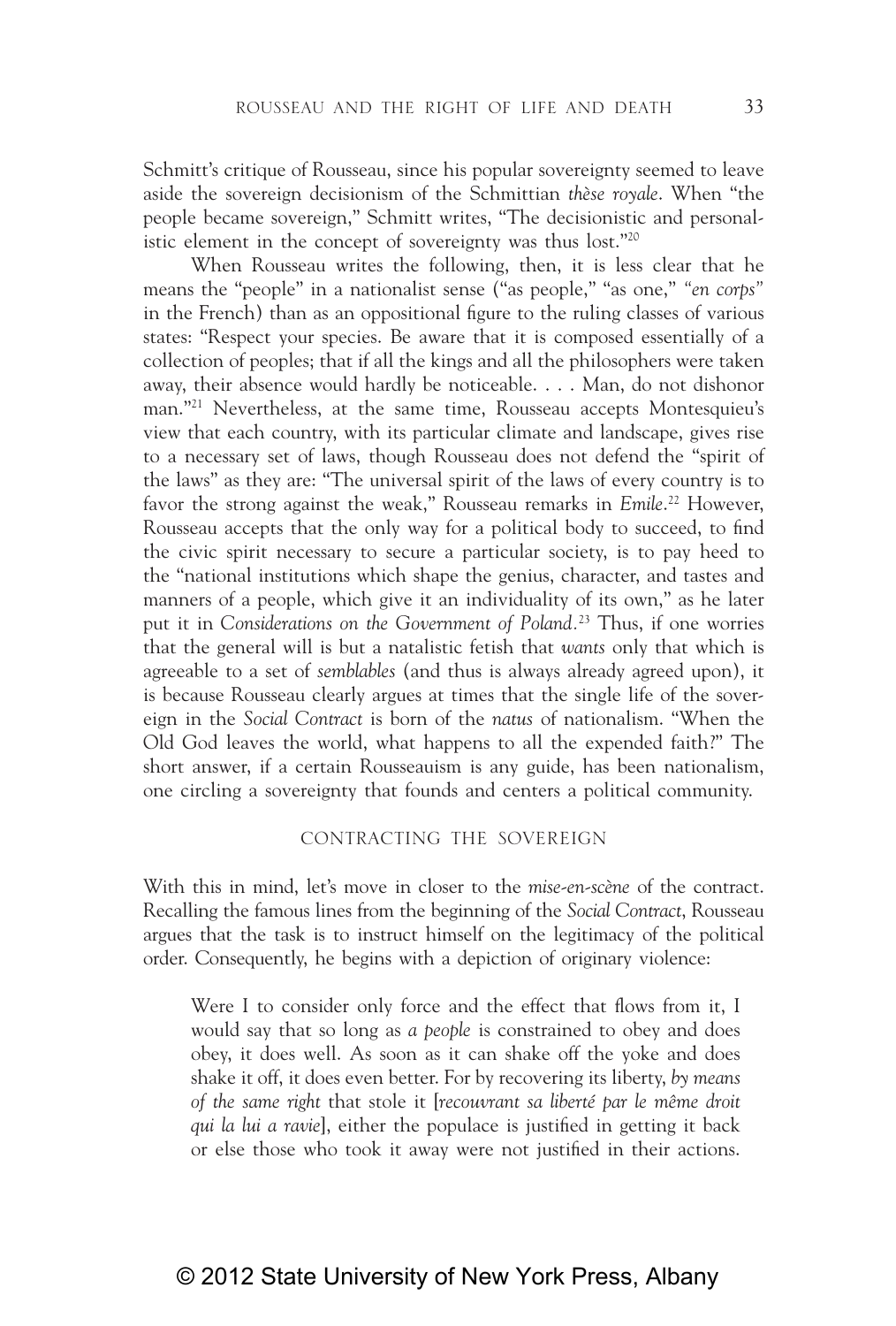Schmitt's critique of Rousseau, since his popular sovereignty seemed to leave aside the sovereign decisionism of the Schmittian *thèse royale*. When "the people became sovereign," Schmitt writes, "The decisionistic and personalistic element in the concept of sovereignty was thus lost."[20]

When Rousseau writes the following, then, it is less clear that he means the "people" in a nationalist sense ("as people," "as one," *"en corps"* in the French) than as an oppositional figure to the ruling classes of various states: "Respect your species. Be aware that it is composed essentially of a collection of peoples; that if all the kings and all the philosophers were taken away, their absence would hardly be noticeable. . . . Man, do not dishonor man."[21] Nevertheless, at the same time, Rousseau accepts Montesquieu's view that each country, with its particular climate and landscape, gives rise to a necessary set of laws, though Rousseau does not defend the "spirit of the laws" as they are: "The universal spirit of the laws of every country is to favor the strong against the weak," Rousseau remarks in *Emile*.[22] However, Rousseau accepts that the only way for a political body to succeed, to find the civic spirit necessary to secure a particular society, is to pay heed to the "national institutions which shape the genius, character, and tastes and manners of a people, which give it an individuality of its own," as he later put it in *Considerations on the Government of Poland*.[23] Thus, if one worries that the general will is but a natalistic fetish that *wants* only that which is agreeable to a set of *semblables* (and thus is always already agreed upon), it is because Rousseau clearly argues at times that the single life of the sovereign in the *Social Contract* is born of the *natus* of nationalism. "When the Old God leaves the world, what happens to all the expended faith?" The short answer, if a certain Rousseauism is any guide, has been nationalism, one circling a sovereignty that founds and centers a political community.

## CONTRACTING THE SOVEREIGN

With this in mind, let's move in closer to the *mise-en-scène* of the contract. Recalling the famous lines from the beginning of the *Social Contract*, Rousseau argues that the task is to instruct himself on the legitimacy of the political order. Consequently, he begins with a depiction of originary violence:

> Were I to consider only force and the effect that flows from it, I would say that so long as *a people* is constrained to obey and does obey, it does well. As soon as it can shake off the yoke and does shake it off, it does even better. For by recovering its liberty, *by means of the same right* that stole it [*recouvrant sa liberté par le même droit qui la lui a ravie*], either the populace is justified in getting it back or else those who took it away were not justified in their actions.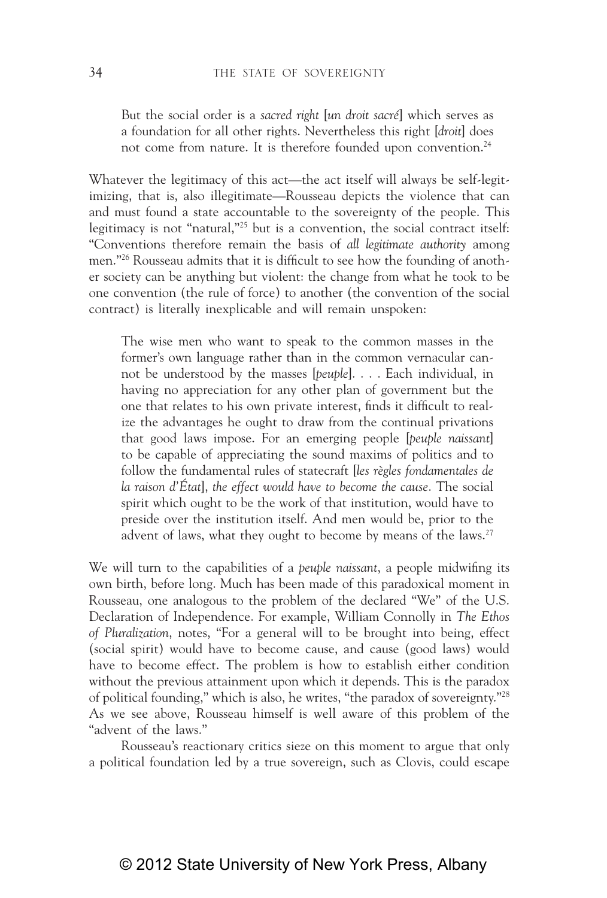> But the social order is a *sacred right* [*un droit sacré*] which serves as a foundation for all other rights. Nevertheless this right [*droit*] does not come from nature. It is therefore founded upon convention.[24]

Whatever the legitimacy of this act—the act itself will always be self-legitimizing, that is, also illegitimate—Rousseau depicts the violence that can and must found a state accountable to the sovereignty of the people. This legitimacy is not "natural,"[25] but is a convention, the social contract itself: "Conventions therefore remain the basis of *all legitimate authority* among men."[26] Rousseau admits that it is difficult to see how the founding of another society can be anything but violent: the change from what he took to be one convention (the rule of force) to another (the convention of the social contract) is literally inexplicable and will remain unspoken:

> The wise men who want to speak to the common masses in the former's own language rather than in the common vernacular cannot be understood by the masses [*peuple*]. . . . Each individual, in having no appreciation for any other plan of government but the one that relates to his own private interest, finds it difficult to realize the advantages he ought to draw from the continual privations that good laws impose. For an emerging people [*peuple naissant*] to be capable of appreciating the sound maxims of politics and to follow the fundamental rules of statecraft [*les règles fondamentales de la raison d'État*], *the effect would have to become the cause*. The social spirit which ought to be the work of that institution, would have to preside over the institution itself. And men would be, prior to the advent of laws, what they ought to become by means of the laws.[27]

We will turn to the capabilities of a *peuple naissant*, a people midwifing its own birth, before long. Much has been made of this paradoxical moment in Rousseau, one analogous to the problem of the declared "We" of the U.S. Declaration of Independence. For example, William Connolly in *The Ethos of Pluralization*, notes, "For a general will to be brought into being, effect (social spirit) would have to become cause, and cause (good laws) would have to become effect. The problem is how to establish either condition without the previous attainment upon which it depends. This is the paradox of political founding," which is also, he writes, "the paradox of sovereignty."[28] As we see above, Rousseau himself is well aware of this problem of the "advent of the laws."

Rousseau's reactionary critics sieze on this moment to argue that only a political foundation led by a true sovereign, such as Clovis, could escape

© 2012 State University of New York Press, Albany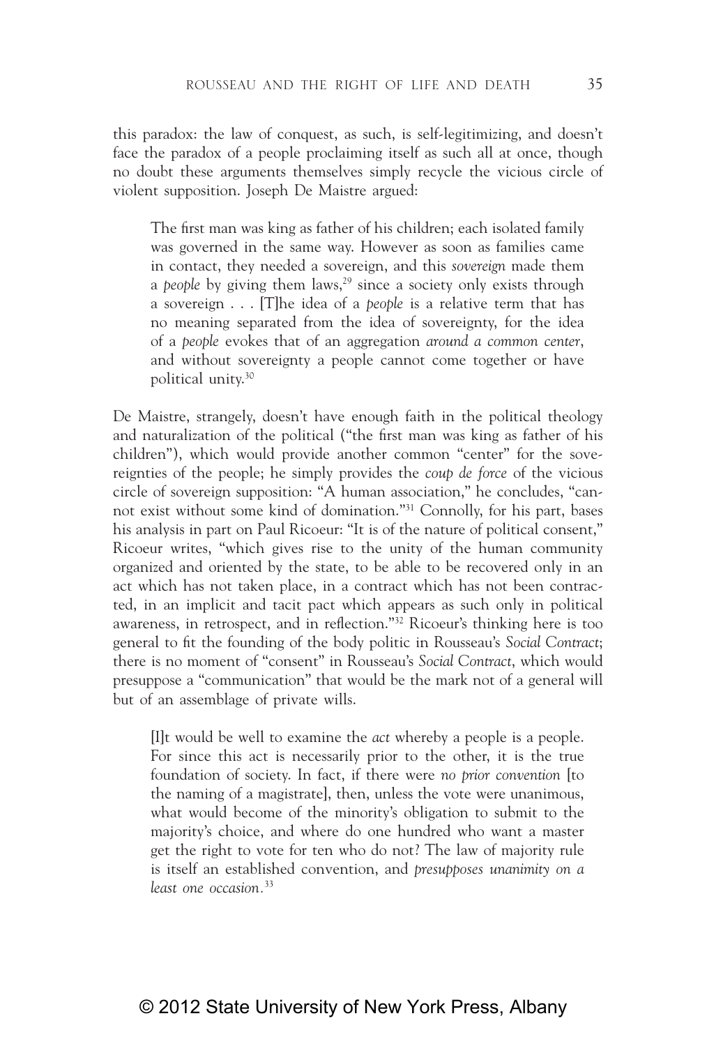this paradox: the law of conquest, as such, is self-legitimizing, and doesn't face the paradox of a people proclaiming itself as such all at once, though no doubt these arguments themselves simply recycle the vicious circle of violent supposition. Joseph De Maistre argued:

> The first man was king as father of his children; each isolated family was governed in the same way. However as soon as families came in contact, they needed a sovereign, and this *sovereign* made them a *people* by giving them laws,[29] since a society only exists through a sovereign . . . [T]he idea of a *people* is a relative term that has no meaning separated from the idea of sovereignty, for the idea of a *people* evokes that of an aggregation *around a common center*, and without sovereignty a people cannot come together or have political unity.[30]

De Maistre, strangely, doesn't have enough faith in the political theology and naturalization of the political ("the first man was king as father of his children"), which would provide another common "center" for the sovereignties of the people; he simply provides the *coup de force* of the vicious circle of sovereign supposition: "A human association," he concludes, "cannot exist without some kind of domination."[31] Connolly, for his part, bases his analysis in part on Paul Ricoeur: "It is of the nature of political consent," Ricoeur writes, "which gives rise to the unity of the human community organized and oriented by the state, to be able to be recovered only in an act which has not taken place, in a contract which has not been contracted, in an implicit and tacit pact which appears as such only in political awareness, in retrospect, and in reflection."[32] Ricoeur's thinking here is too general to fit the founding of the body politic in Rousseau's *Social Contract*; there is no moment of "consent" in Rousseau's *Social Contract*, which would presuppose a "communication" that would be the mark not of a general will but of an assemblage of private wills.

> [I]t would be well to examine the *act* whereby a people is a people. For since this act is necessarily prior to the other, it is the true foundation of society. In fact, if there were *no prior convention* [to the naming of a magistrate], then, unless the vote were unanimous, what would become of the minority's obligation to submit to the majority's choice, and where do one hundred who want a master get the right to vote for ten who do not? The law of majority rule is itself an established convention, and *presupposes unanimity on a least one occasion*.[33]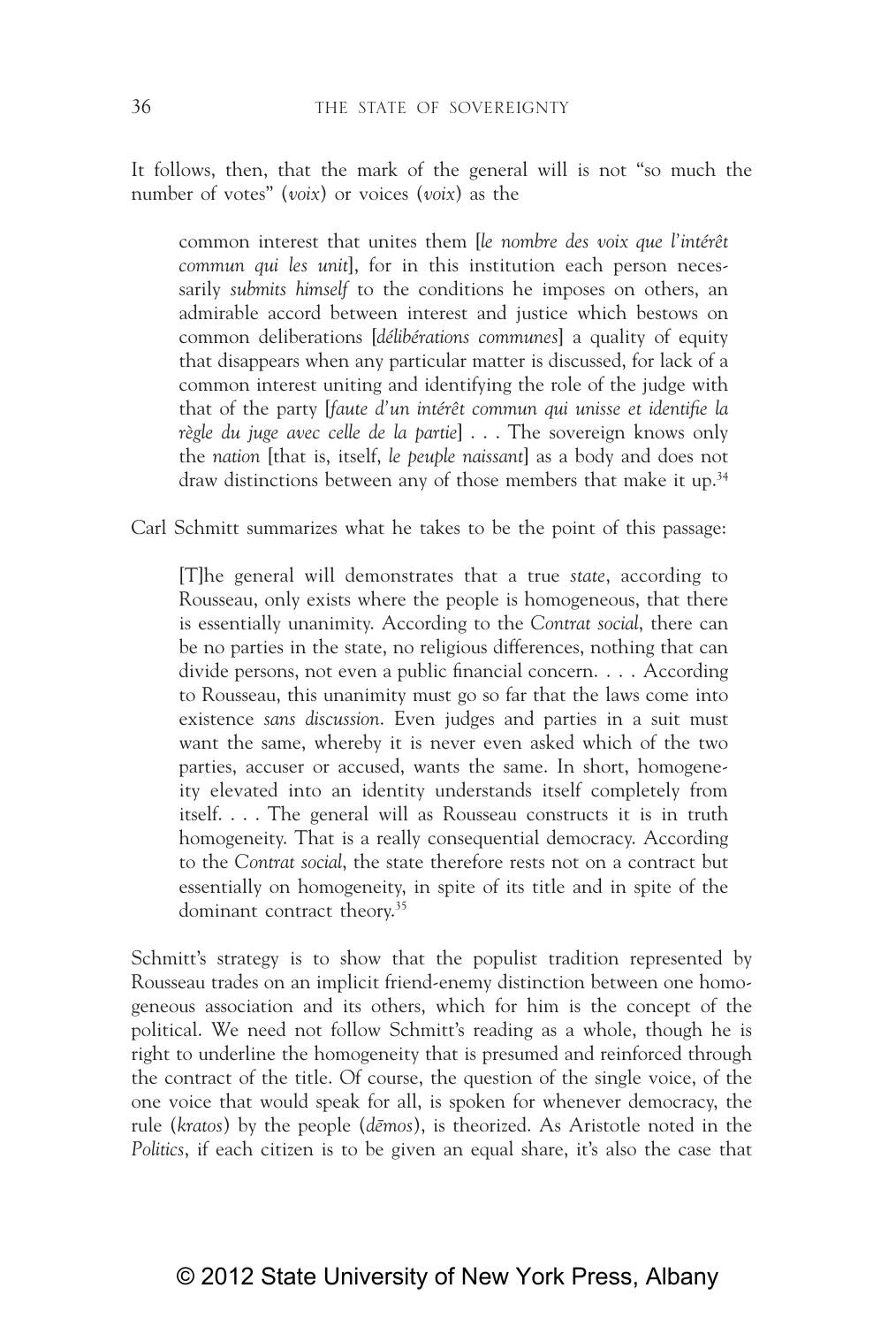It follows, then, that the mark of the general will is not "so much the number of votes" (*voix*) or voices (*voix*) as the

> common interest that unites them [*le nombre des voix que l'intérêt commun qui les unit*], for in this institution each person necessarily *submits himself* to the conditions he imposes on others, an admirable accord between interest and justice which bestows on common deliberations [*délibérations communes*] a quality of equity that disappears when any particular matter is discussed, for lack of a common interest uniting and identifying the role of the judge with that of the party [*faute d'un intérêt commun qui unisse et identifie la règle du juge avec celle de la partie*] . . . The sovereign knows only the *nation* [that is, itself, *le peuple naissant*] as a body and does not draw distinctions between any of those members that make it up.[34]

Carl Schmitt summarizes what he takes to be the point of this passage:

> [T]he general will demonstrates that a true *state*, according to Rousseau, only exists where the people is homogeneous, that there is essentially unanimity. According to the *Contrat social*, there can be no parties in the state, no religious differences, nothing that can divide persons, not even a public financial concern. . . . According to Rousseau, this unanimity must go so far that the laws come into existence *sans discussion*. Even judges and parties in a suit must want the same, whereby it is never even asked which of the two parties, accuser or accused, wants the same. In short, homogeneity elevated into an identity understands itself completely from itself. . . . The general will as Rousseau constructs it is in truth homogeneity. That is a really consequential democracy. According to the *Contrat social*, the state therefore rests not on a contract but essentially on homogeneity, in spite of its title and in spite of the dominant contract theory.[35]

Schmitt's strategy is to show that the populist tradition represented by Rousseau trades on an implicit friend-enemy distinction between one homogeneous association and its others, which for him is the concept of the political. We need not follow Schmitt's reading as a whole, though he is right to underline the homogeneity that is presumed and reinforced through the contract of the title. Of course, the question of the single voice, of the one voice that would speak for all, is spoken for whenever democracy, the rule (*kratos*) by the people (*dēmos*), is theorized. As Aristotle noted in the *Politics*, if each citizen is to be given an equal share, it's also the case that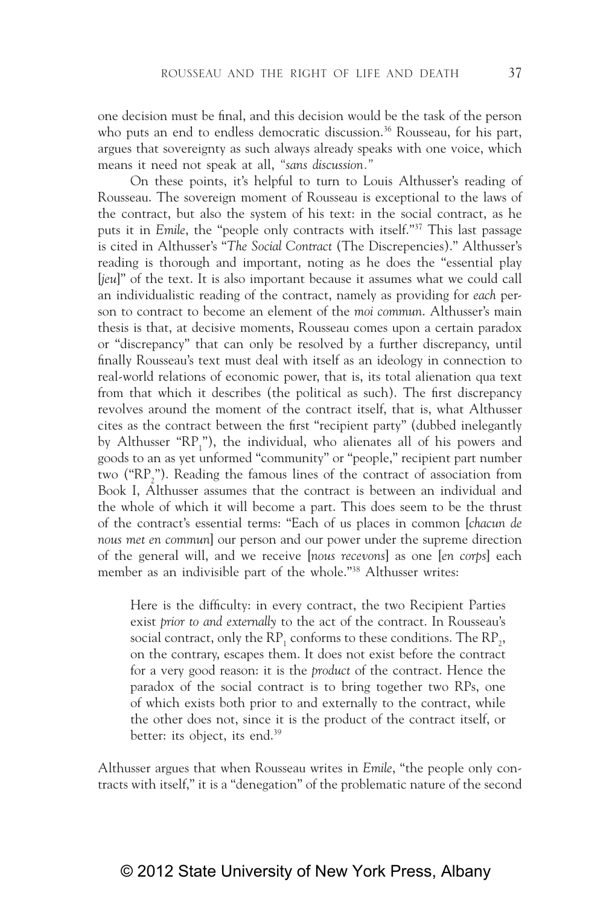one decision must be final, and this decision would be the task of the person who puts an end to endless democratic discussion.[36] Rousseau, for his part, argues that sovereignty as such always already speaks with one voice, which means it need not speak at all, *"sans discussion."*

On these points, it's helpful to turn to Louis Althusser's reading of Rousseau. The sovereign moment of Rousseau is exceptional to the laws of the contract, but also the system of his text: in the social contract, as he puts it in *Emile*, the "people only contracts with itself."[37] This last passage is cited in Althusser's "*The Social Contract* (The Discrepencies)." Althusser's reading is thorough and important, noting as he does the "essential play [*jeu*]" of the text. It is also important because it assumes what we could call an individualistic reading of the contract, namely as providing for *each* person to contract to become an element of the *moi commun*. Althusser's main thesis is that, at decisive moments, Rousseau comes upon a certain paradox or "discrepancy" that can only be resolved by a further discrepancy, until finally Rousseau's text must deal with itself as an ideology in connection to real-world relations of economic power, that is, its total alienation qua text from that which it describes (the political as such). The first discrepancy revolves around the moment of the contract itself, that is, what Althusser cites as the contract between the first "recipient party" (dubbed inelegantly by Althusser "$RP_1$"), the individual, who alienates all of his powers and goods to an as yet unformed "community" or "people," recipient part number two ("$RP_2$"). Reading the famous lines of the contract of association from Book I, Althusser assumes that the contract is between an individual and the whole of which it will become a part. This does seem to be the thrust of the contract's essential terms: "Each of us places in common [*chacun de nous met en commun*] our person and our power under the supreme direction of the general will, and we receive [*nous recevons*] as one [*en corps*] each member as an indivisible part of the whole."[38] Althusser writes:

> Here is the difficulty: in every contract, the two Recipient Parties exist *prior to and externally* to the act of the contract. In Rousseau's social contract, only the $RP_1$ conforms to these conditions. The $RP_2$, on the contrary, escapes them. It does not exist before the contract for a very good reason: it is the *product* of the contract. Hence the paradox of the social contract is to bring together two RPs, one of which exists both prior to and externally to the contract, while the other does not, since it is the product of the contract itself, or better: its object, its end.[39]

Althusser argues that when Rousseau writes in *Emile*, "the people only contracts with itself," it is a "denegation" of the problematic nature of the second

© 2012 State University of New York Press, Albany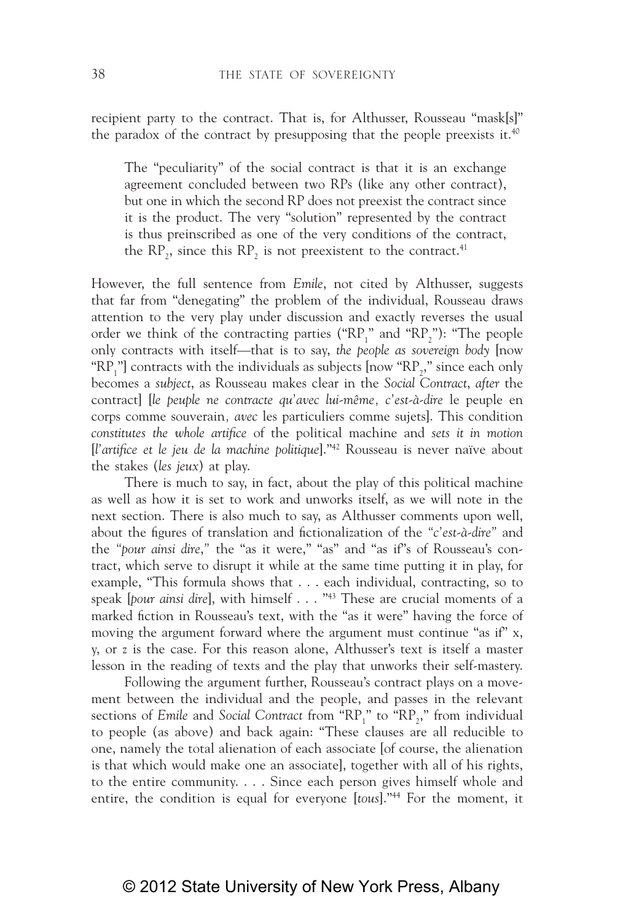recipient party to the contract. That is, for Althusser, Rousseau "mask[s]" the paradox of the contract by presupposing that the people preexists it.[40]

> The "peculiarity" of the social contract is that it is an exchange agreement concluded between two RPs (like any other contract), but one in which the second RP does not preexist the contract since it is the product. The very "solution" represented by the contract is thus preinscribed as one of the very conditions of the contract, the $RP_2$, since this $RP_2$ is not preexistent to the contract.[41]

However, the full sentence from *Emile*, not cited by Althusser, suggests that far from "denegating" the problem of the individual, Rousseau draws attention to the very play under discussion and exactly reverses the usual order we think of the contracting parties ("$RP_1$" and "$RP_2$"): "The people only contracts with itself—that is to say, *the people as sovereign body* [now "$RP_1$"] contracts with the individuals as subjects [now "$RP_2$," since each only becomes a *subject*, as Rousseau makes clear in the *Social Contract*, *after* the contract] [*le peuple ne contracte qu'avec lui-même, c'est-à-dire* le peuple en corps comme souverain, *avec* les particuliers comme sujets]. This condition *constitutes the whole artifice* of the political machine and *sets it in motion* [*l'artifice et le jeu de la machine politique*]."[42] Rousseau is never naïve about the stakes (*les jeux*) at play.

There is much to say, in fact, about the play of this political machine as well as how it is set to work and unworks itself, as we will note in the next section. There is also much to say, as Althusser comments upon well, about the figures of translation and fictionalization of the *"c'est-à-dire"* and the *"pour ainsi dire,"* the "as it were," "as" and "as if"s of Rousseau's contract, which serve to disrupt it while at the same time putting it in play, for example, "This formula shows that . . . each individual, contracting, so to speak [*pour ainsi dire*], with himself . . . "[43] These are crucial moments of a marked fiction in Rousseau's text, with the "as it were" having the force of moving the argument forward where the argument must continue "as if" x, y, or z is the case. For this reason alone, Althusser's text is itself a master lesson in the reading of texts and the play that unworks their self-mastery.

Following the argument further, Rousseau's contract plays on a movement between the individual and the people, and passes in the relevant sections of *Emile* and *Social Contract* from "$RP_1$" to "$RP_2$," from individual to people (as above) and back again: "These clauses are all reducible to one, namely the total alienation of each associate [of course, the alienation is that which would make one an associate], together with all of his rights, to the entire community. . . . Since each person gives himself whole and entire, the condition is equal for everyone [*tous*]."[44] For the moment, it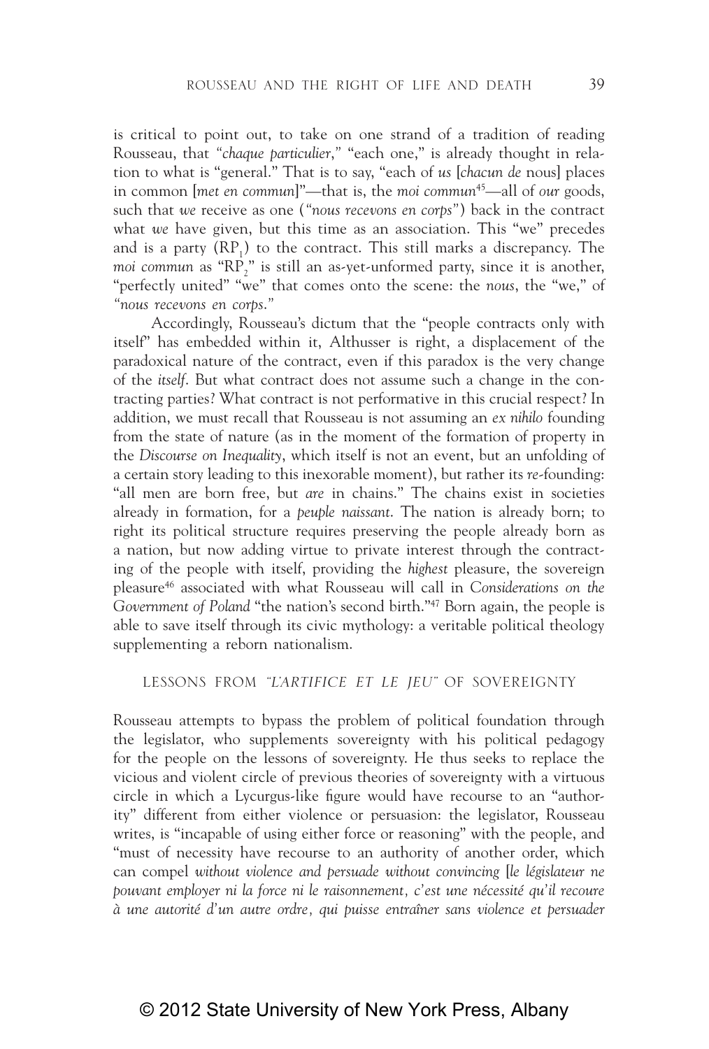is critical to point out, to take on one strand of a tradition of reading Rousseau, that *"chaque particulier,"* "each one," is already thought in relation to what is "general." That is to say, "each of *us* [*chacun de* nous] places in common [*met en commun*]"—that is, the *moi commun*[45]—all of *our* goods, such that *we* receive as one (*"nous recevons en corps"*) back in the contract what *we* have given, but this time as an association. This "we" precedes and is a party ($RP_1$) to the contract. This still marks a discrepancy. The *moi commun* as "$RP_2$" is still an as-yet-unformed party, since it is another, "perfectly united" "we" that comes onto the scene: the *nous*, the "we," of *"nous recevons en corps."*

Accordingly, Rousseau's dictum that the "people contracts only with itself" has embedded within it, Althusser is right, a displacement of the paradoxical nature of the contract, even if this paradox is the very change of the *itself*. But what contract does not assume such a change in the contracting parties? What contract is not performative in this crucial respect? In addition, we must recall that Rousseau is not assuming an *ex nihilo* founding from the state of nature (as in the moment of the formation of property in the *Discourse on Inequality*, which itself is not an event, but an unfolding of a certain story leading to this inexorable moment), but rather its *re*-founding: "all men are born free, but *are* in chains." The chains exist in societies already in formation, for a *peuple naissant*. The nation is already born; to right its political structure requires preserving the people already born as a nation, but now adding virtue to private interest through the contracting of the people with itself, providing the *highest* pleasure, the sovereign pleasure[46] associated with what Rousseau will call in *Considerations on the Government of Poland* "the nation's second birth."[47] Born again, the people is able to save itself through its civic mythology: a veritable political theology supplementing a reborn nationalism.

## LESSONS FROM *"L'ARTIFICE ET LE JEU"* OF SOVEREIGNTY

Rousseau attempts to bypass the problem of political foundation through the legislator, who supplements sovereignty with his political pedagogy for the people on the lessons of sovereignty. He thus seeks to replace the vicious and violent circle of previous theories of sovereignty with a virtuous circle in which a Lycurgus-like figure would have recourse to an "authority" different from either violence or persuasion: the legislator, Rousseau writes, is "incapable of using either force or reasoning" with the people, and "must of necessity have recourse to an authority of another order, which can compel *without violence and persuade without convincing* [*le législateur ne pouvant employer ni la force ni le raisonnement, c'est une nécessité qu'il recoure à une autorité d'un autre ordre, qui puisse entraîner sans violence et persuader*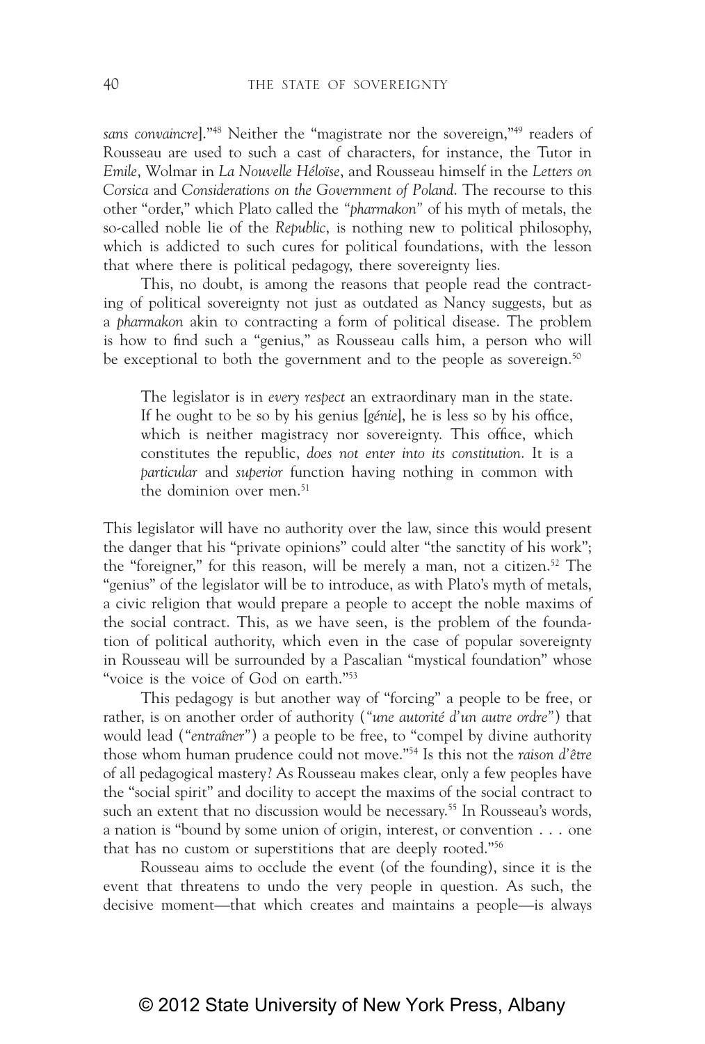*sans convaincre*]."[48] Neither the "magistrate nor the sovereign,"[49] readers of Rousseau are used to such a cast of characters, for instance, the Tutor in *Emile*, Wolmar in *La Nouvelle Héloïse*, and Rousseau himself in the *Letters on Corsica* and *Considerations on the Government of Poland*. The recourse to this other "order," which Plato called the *"pharmakon"* of his myth of metals, the so-called noble lie of the *Republic*, is nothing new to political philosophy, which is addicted to such cures for political foundations, with the lesson that where there is political pedagogy, there sovereignty lies.

This, no doubt, is among the reasons that people read the contracting of political sovereignty not just as outdated as Nancy suggests, but as a *pharmakon* akin to contracting a form of political disease. The problem is how to find such a "genius," as Rousseau calls him, a person who will be exceptional to both the government and to the people as sovereign.[50]

> The legislator is in *every respect* an extraordinary man in the state. If he ought to be so by his genius [*génie*], he is less so by his office, which is neither magistracy nor sovereignty. This office, which constitutes the republic, *does not enter into its constitution*. It is a *particular* and *superior* function having nothing in common with the dominion over men.[51]

This legislator will have no authority over the law, since this would present the danger that his "private opinions" could alter "the sanctity of his work"; the "foreigner," for this reason, will be merely a man, not a citizen.[52] The "genius" of the legislator will be to introduce, as with Plato's myth of metals, a civic religion that would prepare a people to accept the noble maxims of the social contract. This, as we have seen, is the problem of the foundation of political authority, which even in the case of popular sovereignty in Rousseau will be surrounded by a Pascalian "mystical foundation" whose "voice is the voice of God on earth."[53]

This pedagogy is but another way of "forcing" a people to be free, or rather, is on another order of authority (*"une autorité d'un autre ordre"*) that would lead (*"entraîner"*) a people to be free, to "compel by divine authority those whom human prudence could not move."[54] Is this not the *raison d'être* of all pedagogical mastery? As Rousseau makes clear, only a few peoples have the "social spirit" and docility to accept the maxims of the social contract to such an extent that no discussion would be necessary.[55] In Rousseau's words, a nation is "bound by some union of origin, interest, or convention . . . one that has no custom or superstitions that are deeply rooted."[56]

Rousseau aims to occlude the event (of the founding), since it is the event that threatens to undo the very people in question. As such, the decisive moment—that which creates and maintains a people—is always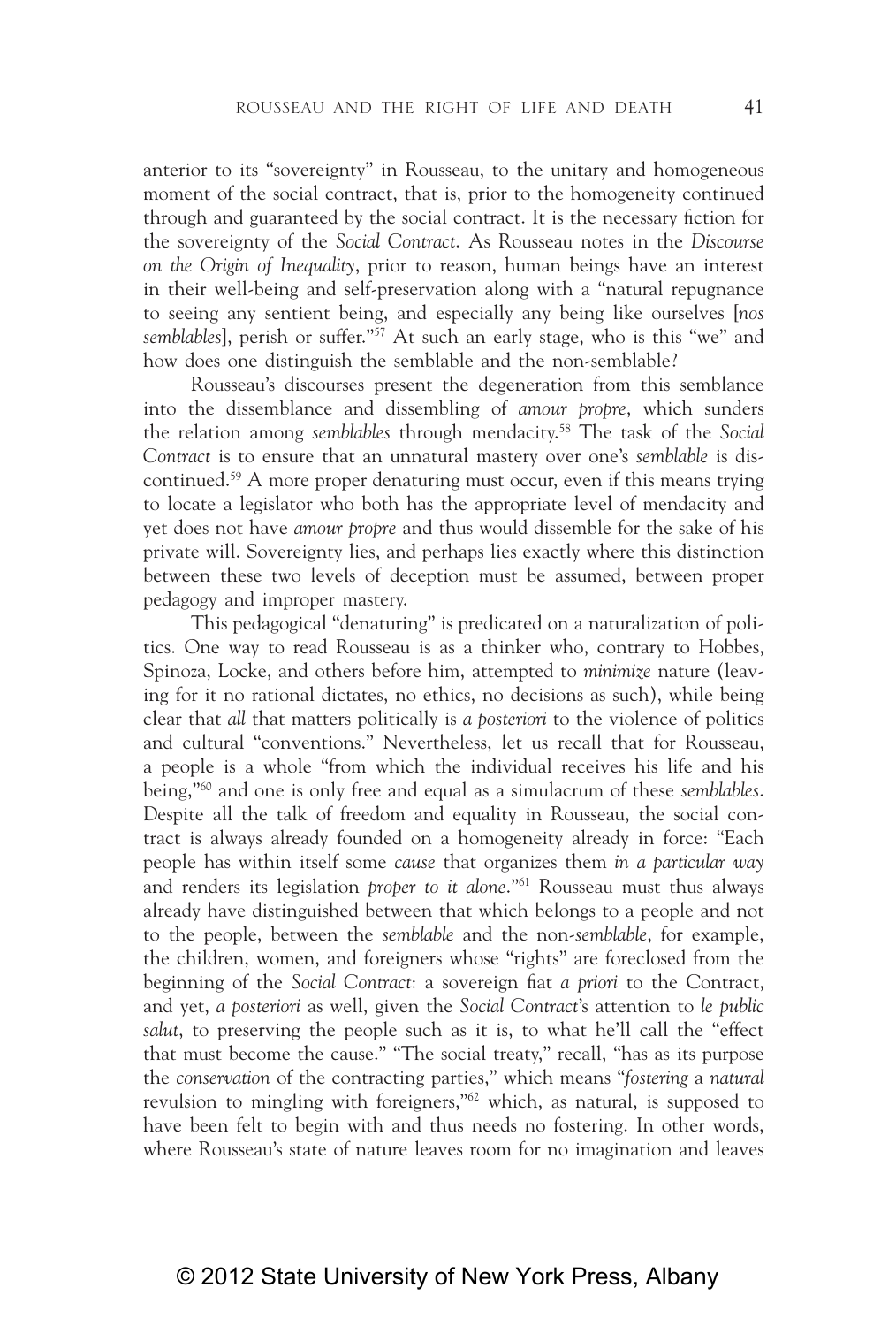anterior to its "sovereignty" in Rousseau, to the unitary and homogeneous moment of the social contract, that is, prior to the homogeneity continued through and guaranteed by the social contract. It is the necessary fiction for the sovereignty of the *Social Contract*. As Rousseau notes in the *Discourse on the Origin of Inequality*, prior to reason, human beings have an interest in their well-being and self-preservation along with a "natural repugnance to seeing any sentient being, and especially any being like ourselves [*nos semblables*], perish or suffer."[57] At such an early stage, who is this "we" and how does one distinguish the semblable and the non-semblable?

Rousseau's discourses present the degeneration from this semblance into the dissemblance and dissembling of *amour propre*, which sunders the relation among *semblables* through mendacity.[58] The task of the *Social Contract* is to ensure that an unnatural mastery over one's *semblable* is discontinued.[59] A more proper denaturing must occur, even if this means trying to locate a legislator who both has the appropriate level of mendacity and yet does not have *amour propre* and thus would dissemble for the sake of his private will. Sovereignty lies, and perhaps lies exactly where this distinction between these two levels of deception must be assumed, between proper pedagogy and improper mastery.

This pedagogical "denaturing" is predicated on a naturalization of politics. One way to read Rousseau is as a thinker who, contrary to Hobbes, Spinoza, Locke, and others before him, attempted to *minimize* nature (leaving for it no rational dictates, no ethics, no decisions as such), while being clear that *all* that matters politically is *a posteriori* to the violence of politics and cultural "conventions." Nevertheless, let us recall that for Rousseau, a people is a whole "from which the individual receives his life and his being,"[60] and one is only free and equal as a simulacrum of these *semblables*. Despite all the talk of freedom and equality in Rousseau, the social contract is always already founded on a homogeneity already in force: "Each people has within itself some *cause* that organizes them *in a particular way* and renders its legislation *proper to it alone*."[61] Rousseau must thus always already have distinguished between that which belongs to a people and not to the people, between the *semblable* and the non-*semblable*, for example, the children, women, and foreigners whose "rights" are foreclosed from the beginning of the *Social Contract*: a sovereign fiat *a priori* to the Contract, and yet, *a posteriori* as well, given the *Social Contract*'s attention to *le public salut*, to preserving the people such as it is, to what he'll call the "effect that must become the cause." "The social treaty," recall, "has as its purpose the *conservation* of the contracting parties," which means "*fostering* a *natural* revulsion to mingling with foreigners,"[62] which, as natural, is supposed to have been felt to begin with and thus needs no fostering. In other words, where Rousseau's state of nature leaves room for no imagination and leaves

© 2012 State University of New York Press, Albany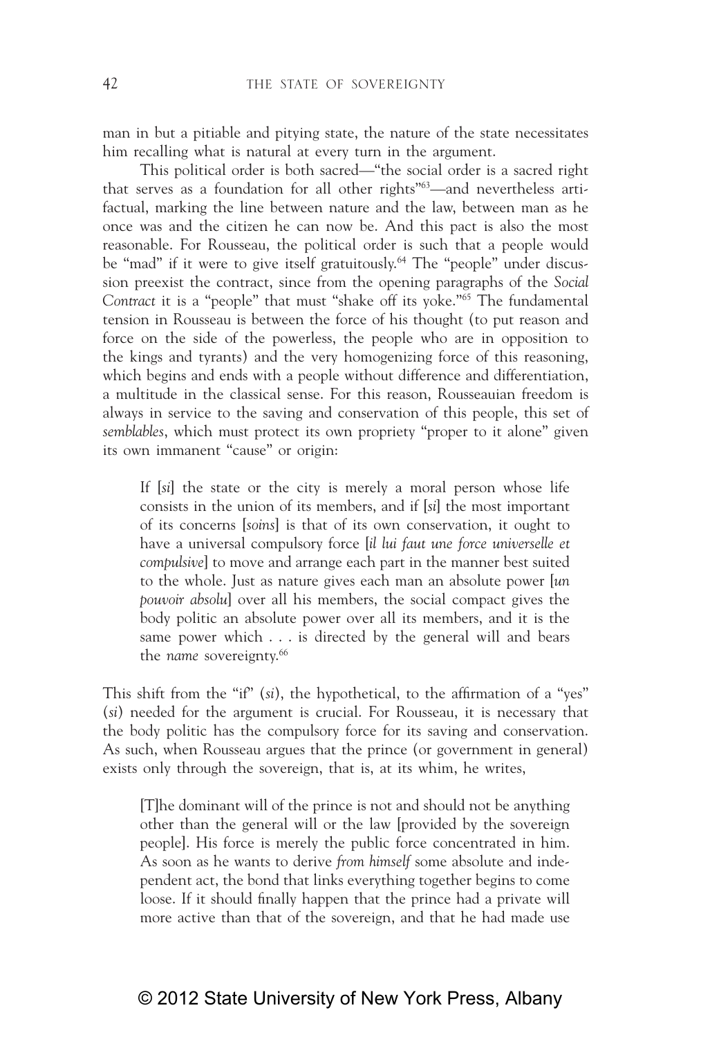man in but a pitiable and pitying state, the nature of the state necessitates him recalling what is natural at every turn in the argument.

This political order is both sacred—"the social order is a sacred right that serves as a foundation for all other rights"[63]—and nevertheless artifactual, marking the line between nature and the law, between man as he once was and the citizen he can now be. And this pact is also the most reasonable. For Rousseau, the political order is such that a people would be "mad" if it were to give itself gratuitously.[64] The "people" under discussion preexist the contract, since from the opening paragraphs of the *Social Contract* it is a "people" that must "shake off its yoke."[65] The fundamental tension in Rousseau is between the force of his thought (to put reason and force on the side of the powerless, the people who are in opposition to the kings and tyrants) and the very homogenizing force of this reasoning, which begins and ends with a people without difference and differentiation, a multitude in the classical sense. For this reason, Rousseauian freedom is always in service to the saving and conservation of this people, this set of *semblables*, which must protect its own propriety "proper to it alone" given its own immanent "cause" or origin:

> If [*si*] the state or the city is merely a moral person whose life consists in the union of its members, and if [*si*] the most important of its concerns [*soins*] is that of its own conservation, it ought to have a universal compulsory force [*il lui faut une force universelle et compulsive*] to move and arrange each part in the manner best suited to the whole. Just as nature gives each man an absolute power [*un pouvoir absolu*] over all his members, the social compact gives the body politic an absolute power over all its members, and it is the same power which . . . is directed by the general will and bears the *name* sovereignty.[66]

This shift from the "if" (*si*), the hypothetical, to the affirmation of a "yes" (*si*) needed for the argument is crucial. For Rousseau, it is necessary that the body politic has the compulsory force for its saving and conservation. As such, when Rousseau argues that the prince (or government in general) exists only through the sovereign, that is, at its whim, he writes,

> [T]he dominant will of the prince is not and should not be anything other than the general will or the law [provided by the sovereign people]. His force is merely the public force concentrated in him. As soon as he wants to derive *from himself* some absolute and independent act, the bond that links everything together begins to come loose. If it should finally happen that the prince had a private will more active than that of the sovereign, and that he had made use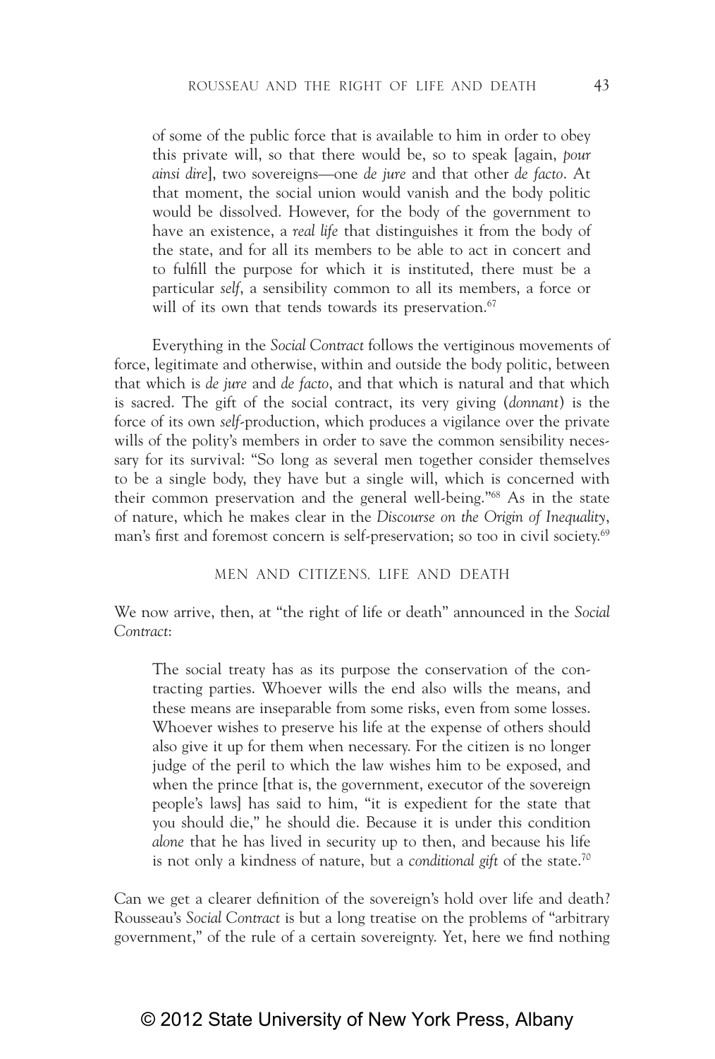> of some of the public force that is available to him in order to obey this private will, so that there would be, so to speak [again, *pour ainsi dire*], two sovereigns—one *de jure* and that other *de facto*. At that moment, the social union would vanish and the body politic would be dissolved. However, for the body of the government to have an existence, a *real life* that distinguishes it from the body of the state, and for all its members to be able to act in concert and to fulfill the purpose for which it is instituted, there must be a particular *self*, a sensibility common to all its members, a force or will of its own that tends towards its preservation.[67]

Everything in the *Social Contract* follows the vertiginous movements of force, legitimate and otherwise, within and outside the body politic, between that which is *de jure* and *de facto*, and that which is natural and that which is sacred. The gift of the social contract, its very giving (*donnant*) is the force of its own *self*-production, which produces a vigilance over the private wills of the polity's members in order to save the common sensibility necessary for its survival: "So long as several men together consider themselves to be a single body, they have but a single will, which is concerned with their common preservation and the general well-being."[68] As in the state of nature, which he makes clear in the *Discourse on the Origin of Inequality*, man's first and foremost concern is self-preservation; so too in civil society.[69]

## MEN AND CITIZENS, LIFE AND DEATH

We now arrive, then, at "the right of life or death" announced in the *Social Contract*:

> The social treaty has as its purpose the conservation of the contracting parties. Whoever wills the end also wills the means, and these means are inseparable from some risks, even from some losses. Whoever wishes to preserve his life at the expense of others should also give it up for them when necessary. For the citizen is no longer judge of the peril to which the law wishes him to be exposed, and when the prince [that is, the government, executor of the sovereign people's laws] has said to him, "it is expedient for the state that you should die," he should die. Because it is under this condition *alone* that he has lived in security up to then, and because his life is not only a kindness of nature, but a *conditional gift* of the state.[70]

Can we get a clearer definition of the sovereign's hold over life and death? Rousseau's *Social Contract* is but a long treatise on the problems of "arbitrary government," of the rule of a certain sovereignty. Yet, here we find nothing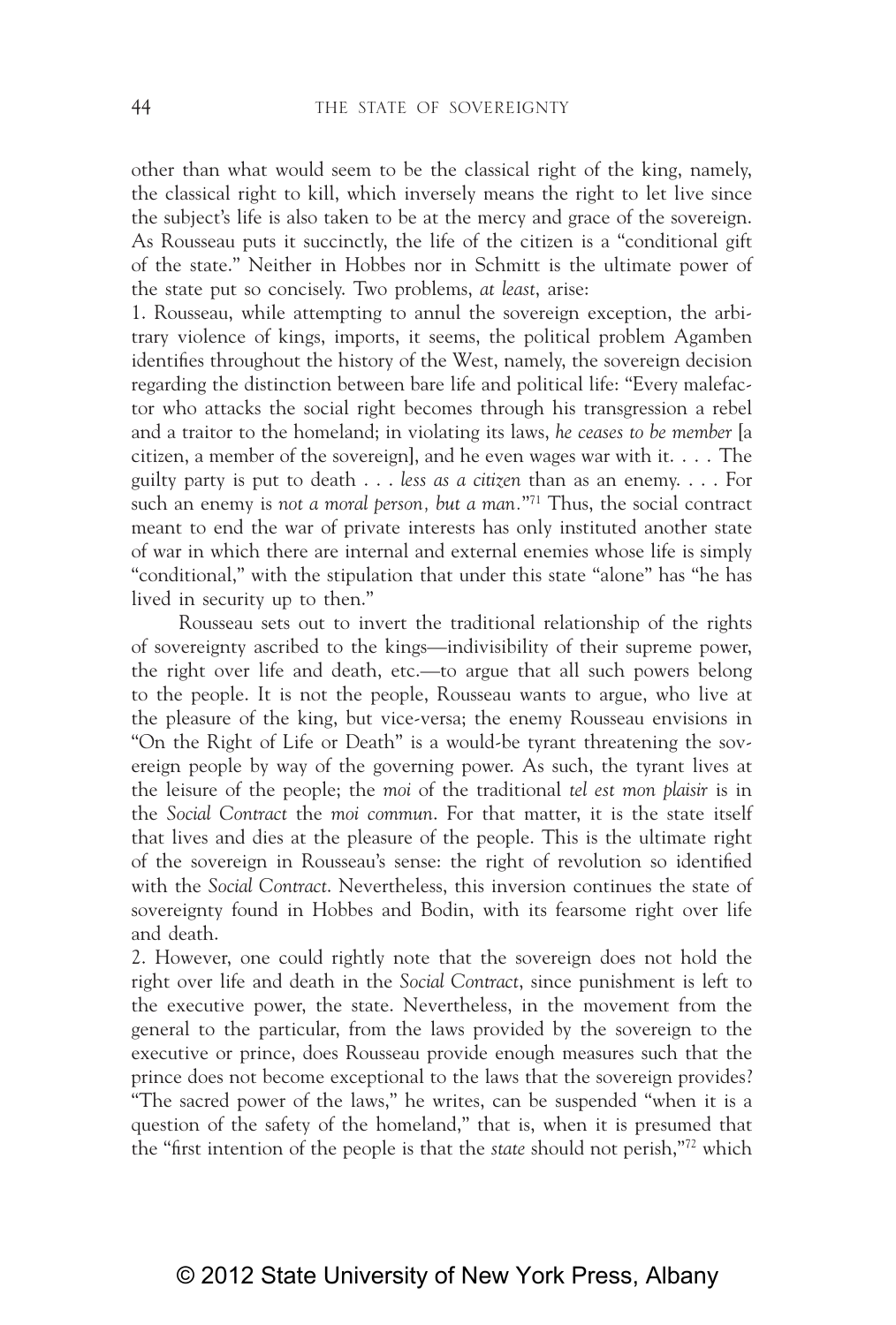other than what would seem to be the classical right of the king, namely, the classical right to kill, which inversely means the right to let live since the subject's life is also taken to be at the mercy and grace of the sovereign. As Rousseau puts it succinctly, the life of the citizen is a "conditional gift of the state." Neither in Hobbes nor in Schmitt is the ultimate power of the state put so concisely. Two problems, *at least*, arise:

1. Rousseau, while attempting to annul the sovereign exception, the arbitrary violence of kings, imports, it seems, the political problem Agamben identifies throughout the history of the West, namely, the sovereign decision regarding the distinction between bare life and political life: "Every malefactor who attacks the social right becomes through his transgression a rebel and a traitor to the homeland; in violating its laws, *he ceases to be member* [a citizen, a member of the sovereign], and he even wages war with it. . . . The guilty party is put to death . . . *less as a citizen* than as an enemy. . . . For such an enemy is *not a moral person, but a man*."[71] Thus, the social contract meant to end the war of private interests has only instituted another state of war in which there are internal and external enemies whose life is simply "conditional," with the stipulation that under this state "alone" has "he has lived in security up to then."

Rousseau sets out to invert the traditional relationship of the rights of sovereignty ascribed to the kings—indivisibility of their supreme power, the right over life and death, etc.—to argue that all such powers belong to the people. It is not the people, Rousseau wants to argue, who live at the pleasure of the king, but vice-versa; the enemy Rousseau envisions in "On the Right of Life or Death" is a would-be tyrant threatening the sovereign people by way of the governing power. As such, the tyrant lives at the leisure of the people; the *moi* of the traditional *tel est mon plaisir* is in the *Social Contract* the *moi commun*. For that matter, it is the state itself that lives and dies at the pleasure of the people. This is the ultimate right of the sovereign in Rousseau's sense: the right of revolution so identified with the *Social Contract*. Nevertheless, this inversion continues the state of sovereignty found in Hobbes and Bodin, with its fearsome right over life and death.

2. However, one could rightly note that the sovereign does not hold the right over life and death in the *Social Contract*, since punishment is left to the executive power, the state. Nevertheless, in the movement from the general to the particular, from the laws provided by the sovereign to the executive or prince, does Rousseau provide enough measures such that the prince does not become exceptional to the laws that the sovereign provides? "The sacred power of the laws," he writes, can be suspended "when it is a question of the safety of the homeland," that is, when it is presumed that the "first intention of the people is that the *state* should not perish,"[72] which

© 2012 State University of New York Press, Albany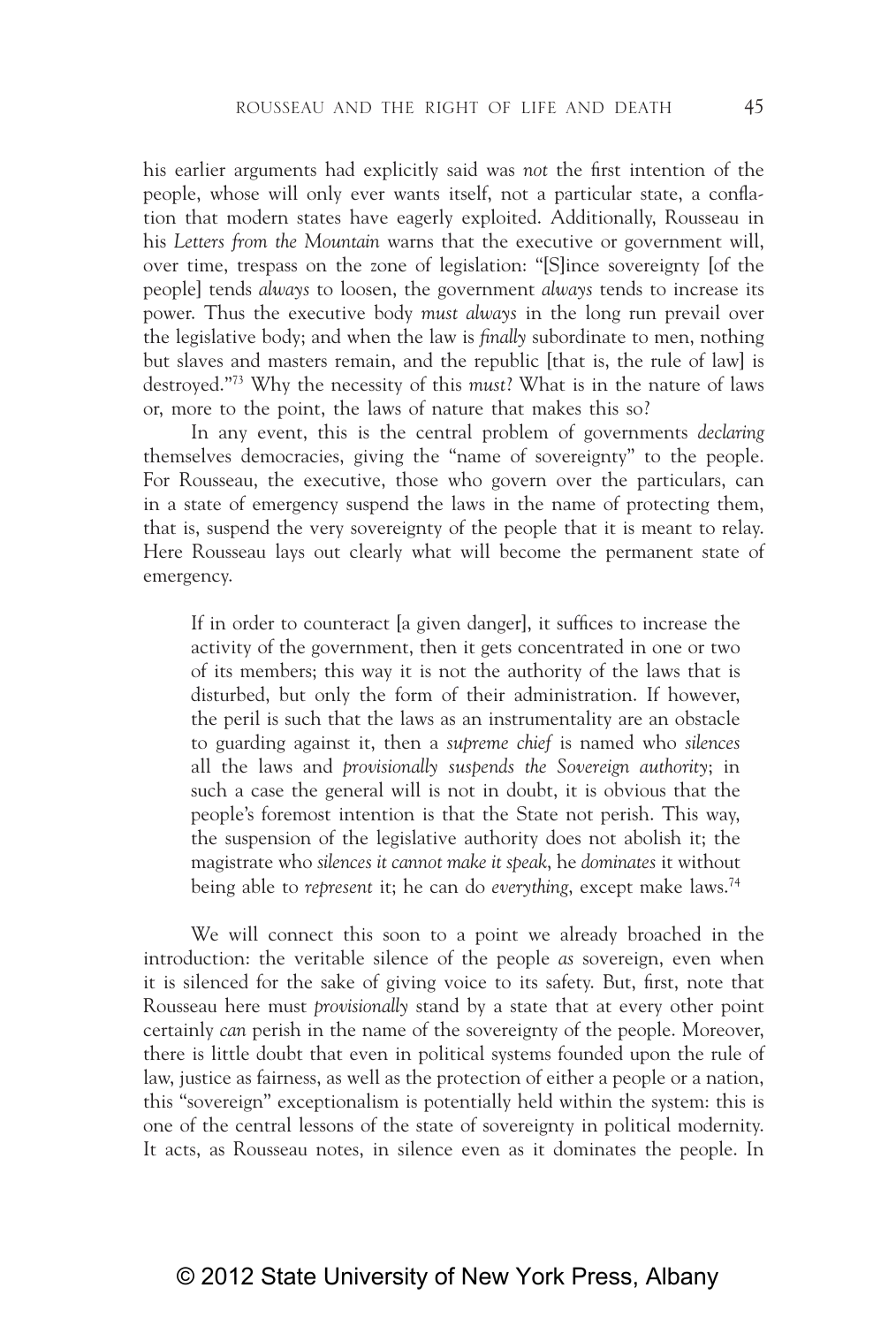his earlier arguments had explicitly said was *not* the first intention of the people, whose will only ever wants itself, not a particular state, a conflation that modern states have eagerly exploited. Additionally, Rousseau in his *Letters from the Mountain* warns that the executive or government will, over time, trespass on the zone of legislation: "[S]ince sovereignty [of the people] tends *always* to loosen, the government *always* tends to increase its power. Thus the executive body *must always* in the long run prevail over the legislative body; and when the law is *finally* subordinate to men, nothing but slaves and masters remain, and the republic [that is, the rule of law] is destroyed."[73] Why the necessity of this *must*? What is in the nature of laws or, more to the point, the laws of nature that makes this so?

In any event, this is the central problem of governments *declaring* themselves democracies, giving the "name of sovereignty" to the people. For Rousseau, the executive, those who govern over the particulars, can in a state of emergency suspend the laws in the name of protecting them, that is, suspend the very sovereignty of the people that it is meant to relay. Here Rousseau lays out clearly what will become the permanent state of emergency.

> If in order to counteract [a given danger], it suffices to increase the activity of the government, then it gets concentrated in one or two of its members; this way it is not the authority of the laws that is disturbed, but only the form of their administration. If however, the peril is such that the laws as an instrumentality are an obstacle to guarding against it, then a *supreme chief* is named who *silences* all the laws and *provisionally suspends the Sovereign authority*; in such a case the general will is not in doubt, it is obvious that the people's foremost intention is that the State not perish. This way, the suspension of the legislative authority does not abolish it; the magistrate who *silences it cannot make it speak*, he *dominates* it without being able to *represent* it; he can do *everything*, except make laws.[74]

We will connect this soon to a point we already broached in the introduction: the veritable silence of the people *as* sovereign, even when it is silenced for the sake of giving voice to its safety. But, first, note that Rousseau here must *provisionally* stand by a state that at every other point certainly *can* perish in the name of the sovereignty of the people. Moreover, there is little doubt that even in political systems founded upon the rule of law, justice as fairness, as well as the protection of either a people or a nation, this "sovereign" exceptionalism is potentially held within the system: this is one of the central lessons of the state of sovereignty in political modernity. It acts, as Rousseau notes, in silence even as it dominates the people. In

© 2012 State University of New York Press, Albany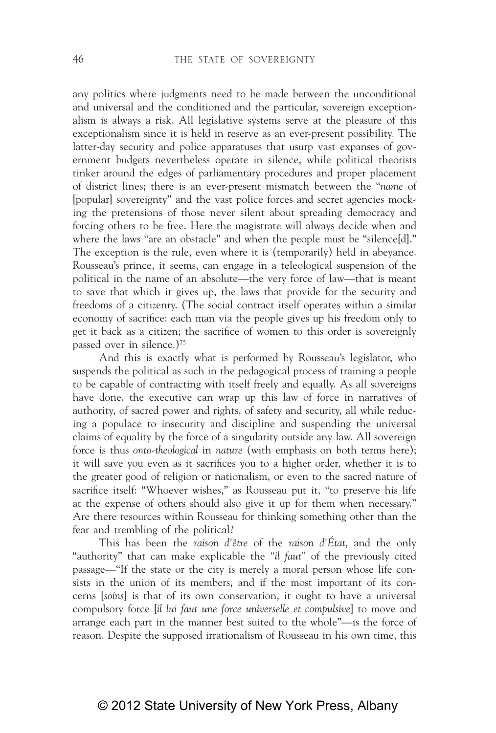any politics where judgments need to be made between the unconditional and universal and the conditioned and the particular, sovereign exceptionalism is always a risk. All legislative systems serve at the pleasure of this exceptionalism since it is held in reserve as an ever-present possibility. The latter-day security and police apparatuses that usurp vast expanses of government budgets nevertheless operate in silence, while political theorists tinker around the edges of parliamentary procedures and proper placement of district lines; there is an ever-present mismatch between the "*name* of [popular] sovereignty" and the vast police forces and secret agencies mocking the pretensions of those never silent about spreading democracy and forcing others to be free. Here the magistrate will always decide when and where the laws "are an obstacle" and when the people must be "silence[d]." The exception is the rule, even where it is (temporarily) held in abeyance. Rousseau's prince, it seems, can engage in a teleological suspension of the political in the name of an absolute—the very force of law—that is meant to save that which it gives up, the laws that provide for the security and freedoms of a citizenry. (The social contract itself operates within a similar economy of sacrifice: each man via the people gives up his freedom only to get it back as a citizen; the sacrifice of women to this order is sovereignly passed over in silence.)[75]

And this is exactly what is performed by Rousseau's legislator, who suspends the political as such in the pedagogical process of training a people to be capable of contracting with itself freely and equally. As all sovereigns have done, the executive can wrap up this law of force in narratives of authority, of sacred power and rights, of safety and security, all while reducing a populace to insecurity and discipline and suspending the universal claims of equality by the force of a singularity outside any law. All sovereign force is thus *onto-theological* in *nature* (with emphasis on both terms here); it will save you even as it sacrifices you to a higher order, whether it is to the greater good of religion or nationalism, or even to the sacred nature of sacrifice itself: "Whoever wishes," as Rousseau put it, "to preserve his life at the expense of others should also give it up for them when necessary." Are there resources within Rousseau for thinking something other than the fear and trembling of the political?

This has been the *raison d'être* of the *raison d'État*, and the only "authority" that can make explicable the "*il faut*" of the previously cited passage—"If the state or the city is merely a moral person whose life consists in the union of its members, and if the most important of its concerns [*soins*] is that of its own conservation, it ought to have a universal compulsory force [*il lui faut une force universelle et compulsive*] to move and arrange each part in the manner best suited to the whole"—is the force of reason. Despite the supposed irrationalism of Rousseau in his own time, this